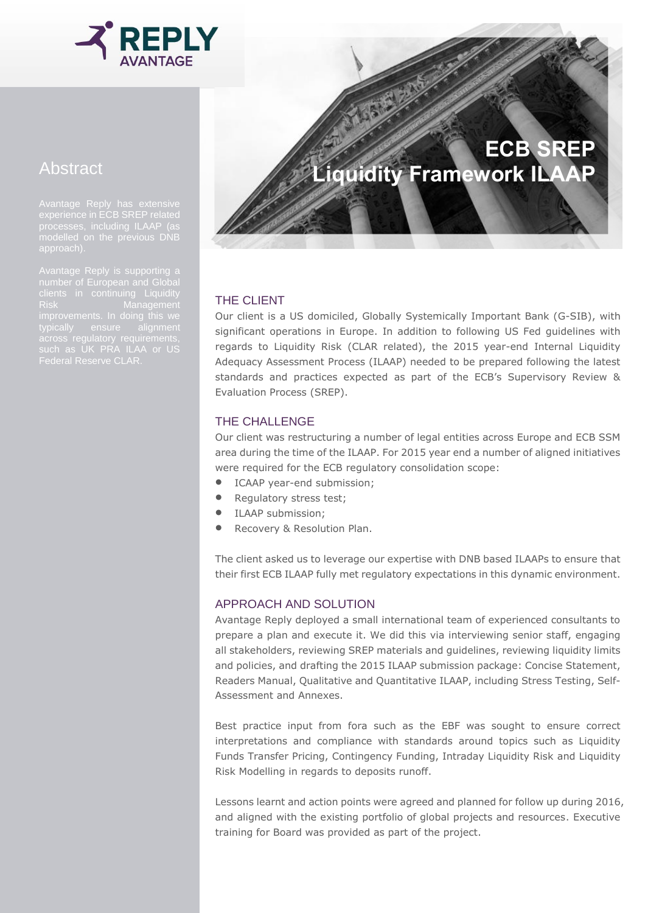# ECB SREP Liquidity Framework ILAAP

## Abstract

Avantage Reply has extensive experience in ECB SREP related processes, including ILAAP (as modelled on the previous DNB approach).

Avantage Reply is supporting a number of European and Global clients in continuing Liquidity Risk Management improvements. In doing this we typically ensure alignment across regulatory requirements, such as UK PRA ILAA or US Federal Reserve CLAR.

## THE CLIENT

Our client is a US domiciled, Globally Systemically Important Bank (G-SIB), with significant operations in Europe. In addition to following US Fed guidelines with regards to Liquidity Risk (CLAR related), the 2015 year-end Internal Liquidity Adequacy Assessment Process (ILAAP) needed to be prepared following the latest standards and practices expected as part of the ECB's Supervisory Review & Evaluation Process (SREP).

## THE CHALLENGE

Our client was restructuring a number of legal entities across Europe and ECB SSM area during the time of the ILAAP. For 2015 year end a number of aligned initiatives were required for the ECB regulatory consolidation scope:

- ICAAP year-end submission;
- Regulatory stress test;
- ILAAP submission;
- Recovery & Resolution Plan.

The client asked us to leverage our expertise with DNB based ILAAPs to ensure that their first ECB ILAAP fully met regulatory expectations in this dynamic environment.

## APPROACH AND SOLUTION

Avantage Reply deployed a small international team of experienced consultants to prepare a plan and execute it. We did this via interviewing senior staff, engaging all stakeholders, reviewing SREP materials and guidelines, reviewing liquidity limits and policies, and drafting the 2015 ILAAP submission package: Concise Statement, Readers Manual, Qualitative and Quantitative ILAAP, including Stress Testing, Self-Assessment and Annexes.

Best practice input from fora such as the EBF was sought to ensure correct interpretations and compliance with standards around topics such as Liquidity Funds Transfer Pricing, Contingency Funding, Intraday Liquidity Risk and Liquidity Risk Modelling in regards to deposits runoff.

Lessons learnt and action points were agreed and planned for follow up during 2016, and aligned with the existing portfolio of global projects and resources. Executive training for Board was provided as part of the project.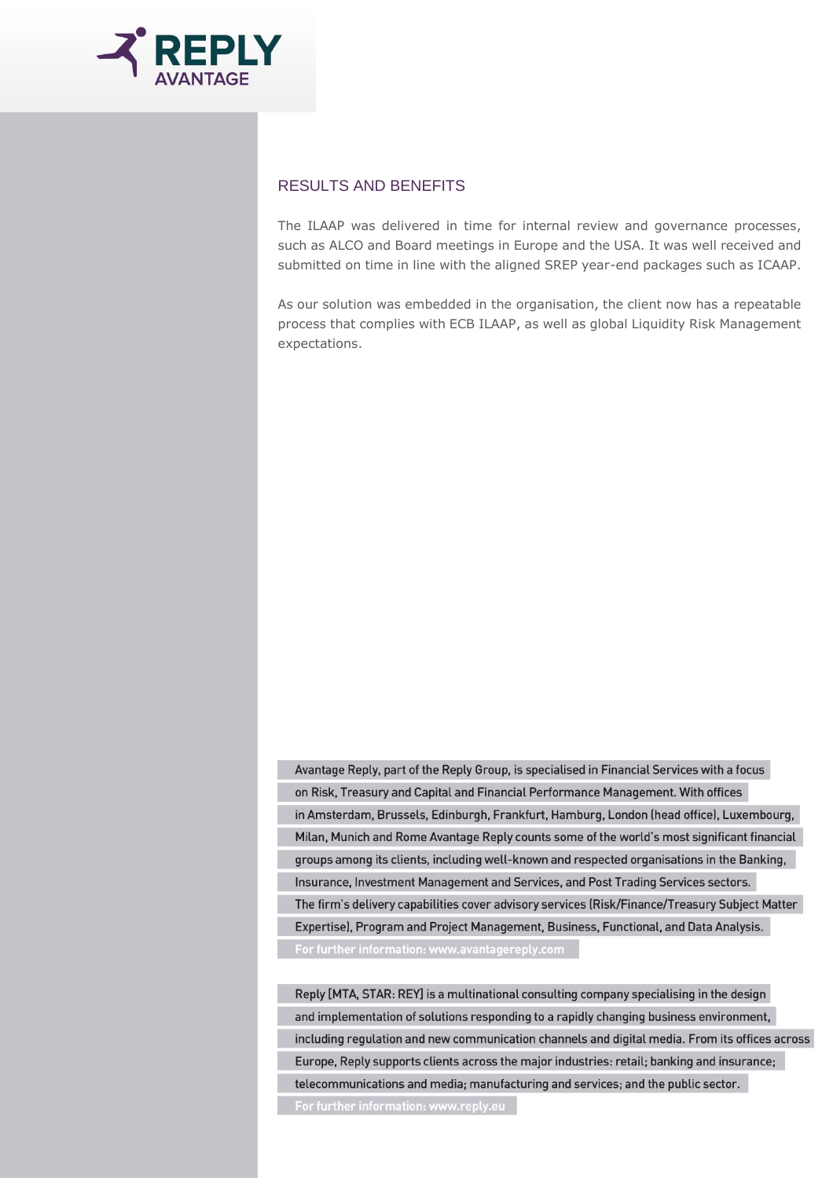## RESULTS AND BENEFITS

The ILAAP was delivered in time for internal review and governance processes, such as ALCO and Board meetings in Europe and the USA. It was well received and submitted on time in line with the aligned SREP year-end packages such as ICAAP.

As our solution was embedded in the organisation, the client now has a repeatable process that complies with ECB ILAAP, as well as global Liquidity Risk Management expectations.

Avantage Reply, part of the Reply Group, is specialised in Financial Services with a focus on Risk, Treasury and Capital and Financial Performance Management. With offices in Amsterdam, Brussels, Edinburgh, Frankfurt, Hamburg, London (head office), Luxembourg, Milan, Munich and Rome Avantage Reply counts some of the world's most significant financial groups among its clients, including well-known and respected organisations in the Banking, Insurance, Investment Management and Services, and Post Trading Services sectors. The firm's delivery capabilities cover advisory services (Risk/Finance/Treasury Subject Matter Expertise), Program and Project Management, Business, Functional, and Data Analysis.

**For further information: www.avantagereply.com**

Reply [MTA, STAR: REY] is a multinational consulting company specialising in the design and implementation of solutions responding to a rapidly changing business environment, including regulation and new communication channels and digital media. From its offices across Europe, Reply supports clients across the major industries: retail; banking and insurance; telecommunications and media; manufacturing and services; and the public sector.

**For further information: www.reply.eu**